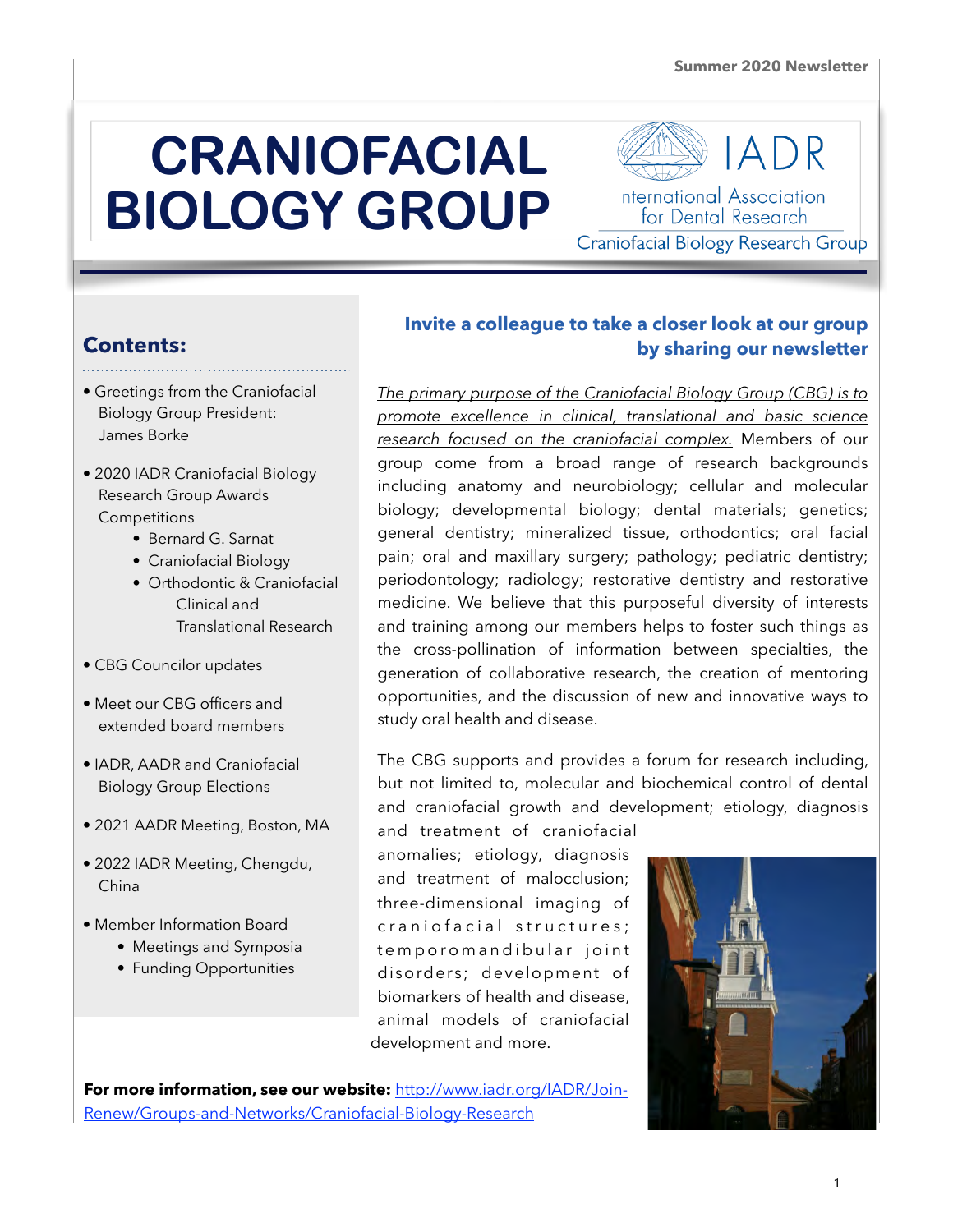# CRANIOFACIAL BIOLOGY GROUP

IADR International Association for Dental Research

Craniofacial Biology Research Group

## Contents:

- Greetings from the Craniofacial Biology Group President: James Borke
- 2020 IADR Craniofacial Biology Research Group Awards Competitions
  - Bernard G. Sarnat
  - Craniofacial Biology
  - Orthodontic & Craniofacial Clinical and Translational Research
- CBG Councilor updates
- Meet our CBG officers and extended board members
- IADR, AADR and Craniofacial Biology Group Elections
- 2021 AADR Meeting, Boston, MA
- 2022 IADR Meeting, Chengdu, China
- Member Information Board
  - Meetings and Symposia
  - Funding Opportunities

## Invite a colleague to take a closer look at our group by sharing our newsletter

*The primary purpose of the Craniofacial Biology Group (CBG) is to promote excellence in clinical, translational and basic science research focused on the craniofacial complex.* Members of our group come from a broad range of research backgrounds including anatomy and neurobiology; cellular and molecular biology; developmental biology; dental materials; genetics; general dentistry; mineralized tissue, orthodontics; oral facial pain; oral and maxillary surgery; pathology; pediatric dentistry; periodontology; radiology; restorative dentistry and restorative medicine. We believe that this purposeful diversity of interests and training among our members helps to foster such things as the cross-pollination of information between specialties, the generation of collaborative research, the creation of mentoring opportunities, and the discussion of new and innovative ways to study oral health and disease.

The CBG supports and provides a forum for research including, but not limited to, molecular and biochemical control of dental and craniofacial growth and development; etiology, diagnosis and treatment of craniofacial anomalies; etiology, diagnosis and treatment of malocclusion; three-dimensional imaging of craniofacial structures; temporomandibular joint disorders; development of biomarkers of health and disease, animal models of craniofacial development and more.

**For more information, see our website:** http://www.iadr.org/IADR/Join-Renew/Groups-and-Networks/Craniofacial-Biology-Research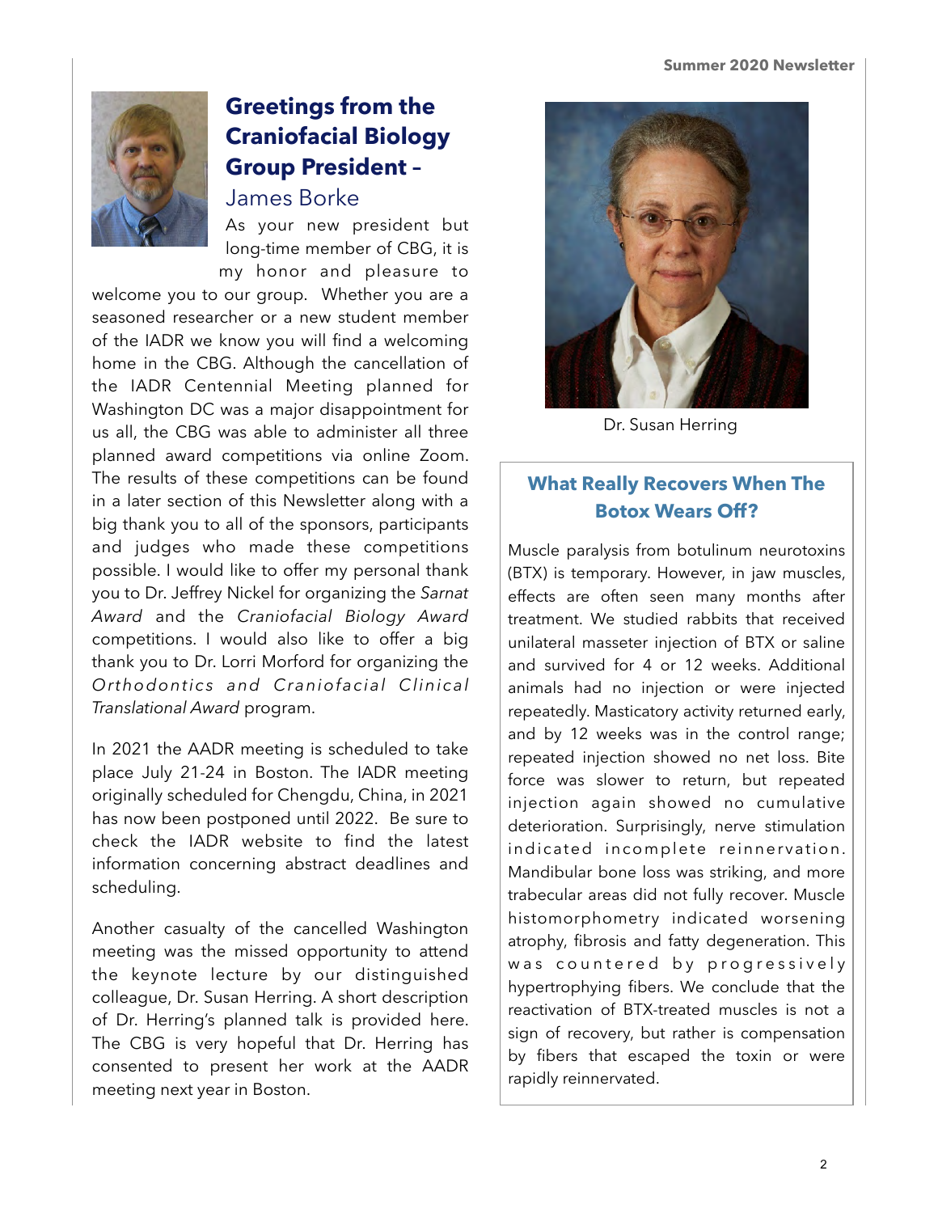## Greetings from the Craniofacial Biology Group President – James Borke

As your new president but long-time member of CBG, it is my honor and pleasure to welcome you to our group. Whether you are a seasoned researcher or a new student member of the IADR we know you will find a welcoming home in the CBG. Although the cancellation of the IADR Centennial Meeting planned for Washington DC was a major disappointment for us all, the CBG was able to administer all three planned award competitions via online Zoom. The results of these competitions can be found in a later section of this Newsletter along with a big thank you to all of the sponsors, participants and judges who made these competitions possible. I would like to offer my personal thank you to Dr. Jeffrey Nickel for organizing the *Sarnat Award* and the *Craniofacial Biology Award* competitions. I would also like to offer a big thank you to Dr. Lorri Morford for organizing the *Orthodontics and Craniofacial Clinical Translational Award* program.

In 2021 the AADR meeting is scheduled to take place July 21-24 in Boston. The IADR meeting originally scheduled for Chengdu, China, in 2021 has now been postponed until 2022. Be sure to check the IADR website to find the latest information concerning abstract deadlines and scheduling.

Another casualty of the cancelled Washington meeting was the missed opportunity to attend the keynote lecture by our distinguished colleague, Dr. Susan Herring. A short description of Dr. Herring's planned talk is provided here. The CBG is very hopeful that Dr. Herring has consented to present her work at the AADR meeting next year in Boston.

Dr. Susan Herring

### What Really Recovers When The Botox Wears Off?

Muscle paralysis from botulinum neurotoxins (BTX) is temporary. However, in jaw muscles, effects are often seen many months after treatment. We studied rabbits that received unilateral masseter injection of BTX or saline and survived for 4 or 12 weeks. Additional animals had no injection or were injected repeatedly. Masticatory activity returned early, and by 12 weeks was in the control range; repeated injection showed no net loss. Bite force was slower to return, but repeated injection again showed no cumulative deterioration. Surprisingly, nerve stimulation indicated incomplete reinnervation. Mandibular bone loss was striking, and more trabecular areas did not fully recover. Muscle histomorphometry indicated worsening atrophy, fibrosis and fatty degeneration. This was countered by progressively hypertrophying fibers. We conclude that the reactivation of BTX-treated muscles is not a sign of recovery, but rather is compensation by fibers that escaped the toxin or were rapidly reinnervated.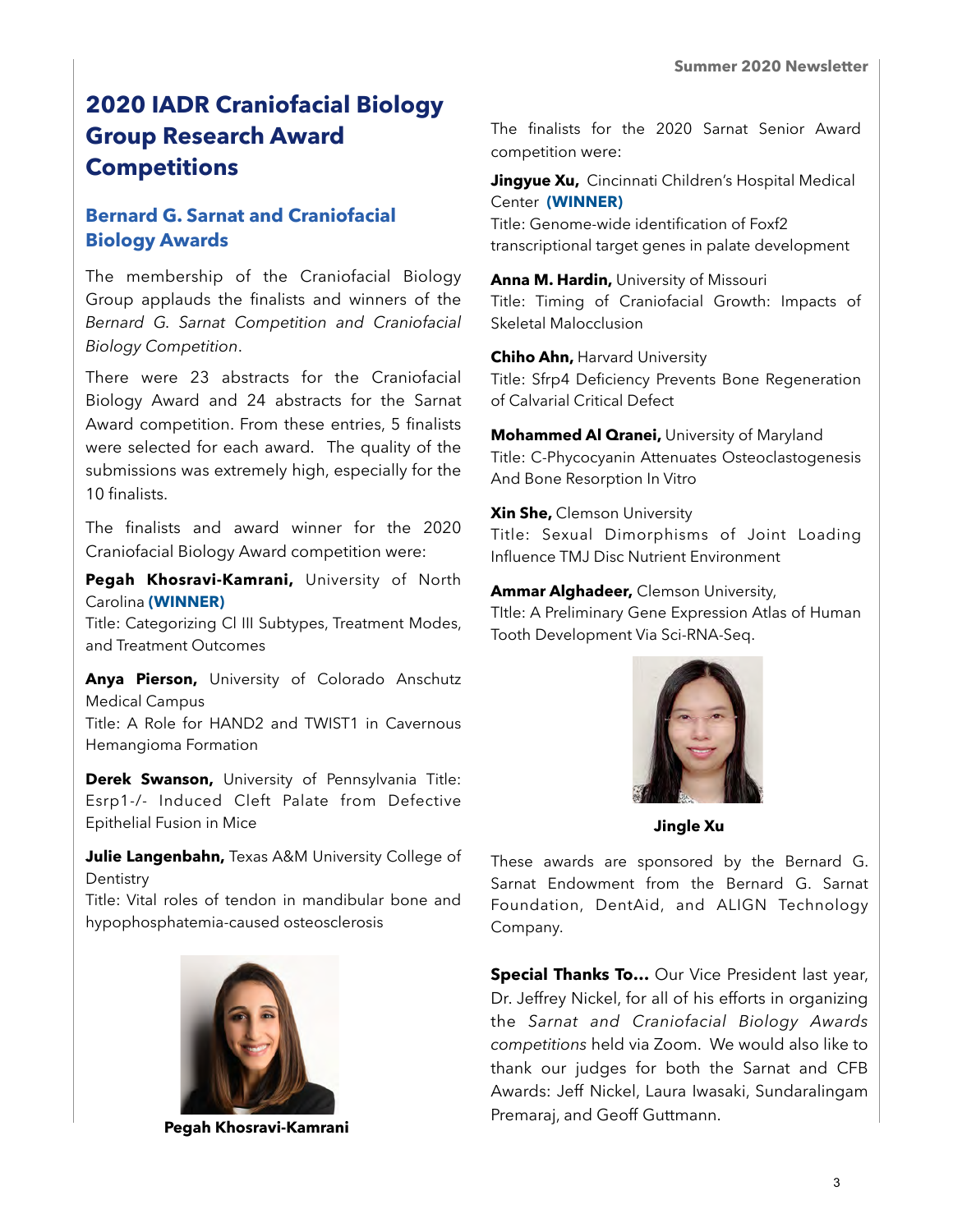# 2020 IADR Craniofacial Biology Group Research Award Competitions

## Bernard G. Sarnat and Craniofacial Biology Awards

The membership of the Craniofacial Biology Group applauds the finalists and winners of the *Bernard G. Sarnat Competition and Craniofacial Biology Competition*.

There were 23 abstracts for the Craniofacial Biology Award and 24 abstracts for the Sarnat Award competition. From these entries, 5 finalists were selected for each award. The quality of the submissions was extremely high, especially for the 10 finalists.

The finalists and award winner for the 2020 Craniofacial Biology Award competition were:

**Pegah Khosravi-Kamrani,** University of North Carolina **(WINNER)**
Title: Categorizing Cl III Subtypes, Treatment Modes, and Treatment Outcomes

**Anya Pierson,** University of Colorado Anschutz Medical Campus
Title: A Role for HAND2 and TWIST1 in Cavernous Hemangioma Formation

**Derek Swanson,** University of Pennsylvania Title: Esrp1-/- Induced Cleft Palate from Defective Epithelial Fusion in Mice

**Julie Langenbahn,** Texas A&M University College of Dentistry
Title: Vital roles of tendon in mandibular bone and hypophosphatemia-caused osteosclerosis

**Pegah Khosravi-Kamrani**

The finalists for the 2020 Sarnat Senior Award competition were:

**Jingyue Xu,** Cincinnati Children's Hospital Medical Center **(WINNER)**
Title: Genome-wide identification of Foxf2 transcriptional target genes in palate development

**Anna M. Hardin,** University of Missouri
Title: Timing of Craniofacial Growth: Impacts of Skeletal Malocclusion

**Chiho Ahn,** Harvard University
Title: Sfrp4 Deficiency Prevents Bone Regeneration of Calvarial Critical Defect

**Mohammed Al Qranei,** University of Maryland
Title: C-Phycocyanin Attenuates Osteoclastogenesis And Bone Resorption In Vitro

**Xin She,** Clemson University
Title: Sexual Dimorphisms of Joint Loading Influence TMJ Disc Nutrient Environment

**Ammar Alghadeer,** Clemson University,
TItle: A Preliminary Gene Expression Atlas of Human Tooth Development Via Sci-RNA-Seq.

**Jingle Xu**

These awards are sponsored by the Bernard G. Sarnat Endowment from the Bernard G. Sarnat Foundation, DentAid, and ALIGN Technology Company.

**Special Thanks To…** Our Vice President last year, Dr. Jeffrey Nickel, for all of his efforts in organizing the *Sarnat and Craniofacial Biology Awards competitions* held via Zoom. We would also like to thank our judges for both the Sarnat and CFB Awards: Jeff Nickel, Laura Iwasaki, Sundaralingam Premaraj, and Geoff Guttmann.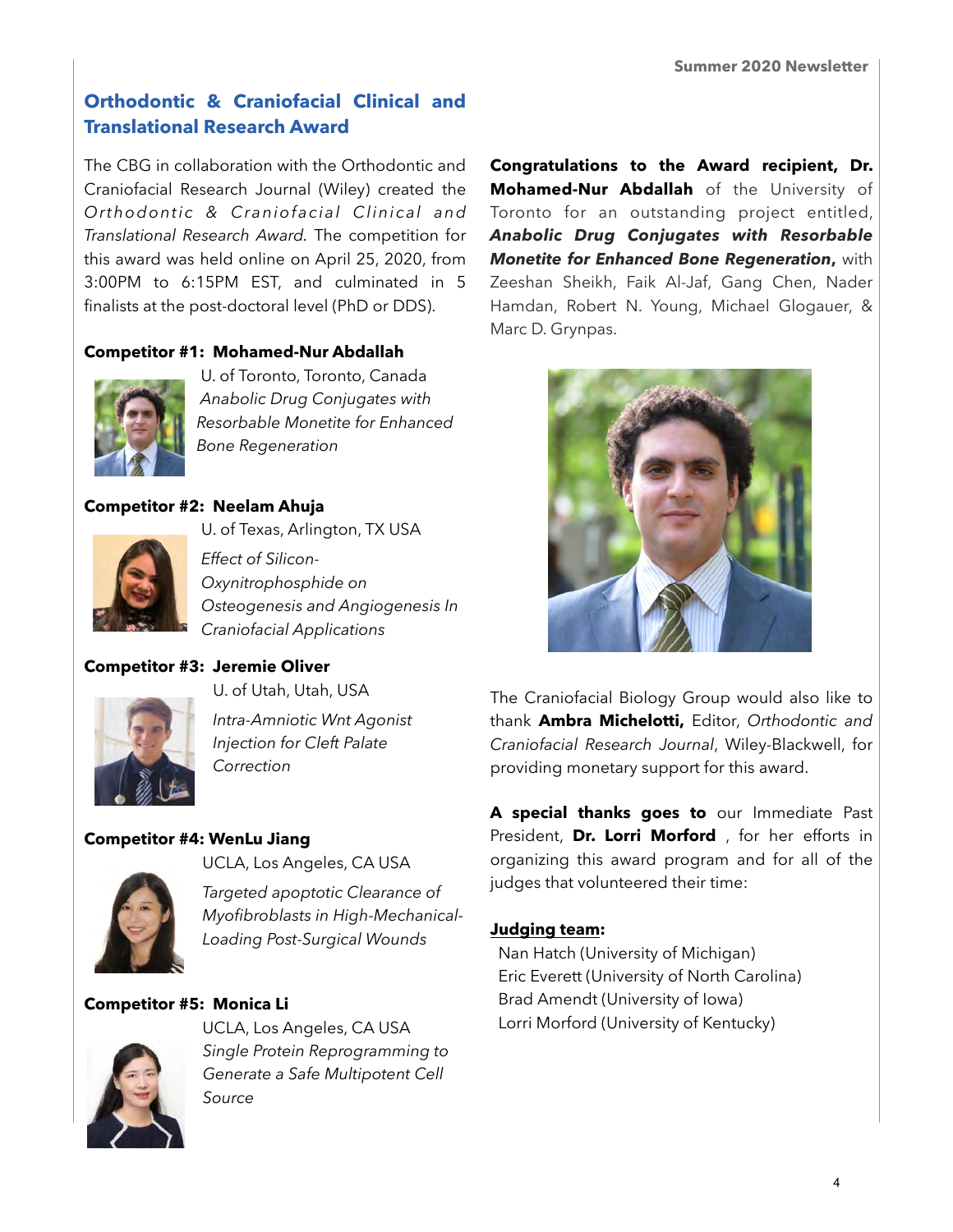## Orthodontic & Craniofacial Clinical and Translational Research Award

The CBG in collaboration with the Orthodontic and Craniofacial Research Journal (Wiley) created the *Orthodontic & Craniofacial Clinical and Translational Research Award*. The competition for this award was held online on April 25, 2020, from 3:00PM to 6:15PM EST, and culminated in 5 finalists at the post-doctoral level (PhD or DDS).

**Competitor #1: Mohamed-Nur Abdallah**

U. of Toronto, Toronto, Canada

*Anabolic Drug Conjugates with Resorbable Monetite for Enhanced Bone Regeneration*

**Competitor #2: Neelam Ahuja**

U. of Texas, Arlington, TX USA

*Effect of Silicon-Oxynitrophosphide on Osteogenesis and Angiogenesis In Craniofacial Applications*

**Competitor #3: Jeremie Oliver**

U. of Utah, Utah, USA

*Intra-Amniotic Wnt Agonist Injection for Cleft Palate Correction*

**Competitor #4: WenLu Jiang**

UCLA, Los Angeles, CA USA

*Targeted apoptotic Clearance of Myofibroblasts in High-Mechanical-Loading Post-Surgical Wounds*

**Competitor #5: Monica Li**

UCLA, Los Angeles, CA USA

*Single Protein Reprogramming to Generate a Safe Multipotent Cell Source*

**Congratulations to the Award recipient, Dr. Mohamed-Nur Abdallah** of the University of Toronto for an outstanding project entitled, ***Anabolic Drug Conjugates with Resorbable Monetite for Enhanced Bone Regeneration,*** with Zeeshan Sheikh, Faik Al-Jaf, Gang Chen, Nader Hamdan, Robert N. Young, Michael Glogauer, & Marc D. Grynpas.

The Craniofacial Biology Group would also like to thank **Ambra Michelotti,** Editor, *Orthodontic and Craniofacial Research Journal*, Wiley-Blackwell, for providing monetary support for this award.

**A special thanks goes to** our Immediate Past President, **Dr. Lorri Morford** , for her efforts in organizing this award program and for all of the judges that volunteered their time:

**Judging team:**

Nan Hatch (University of Michigan)
Eric Everett (University of North Carolina)
Brad Amendt (University of Iowa)
Lorri Morford (University of Kentucky)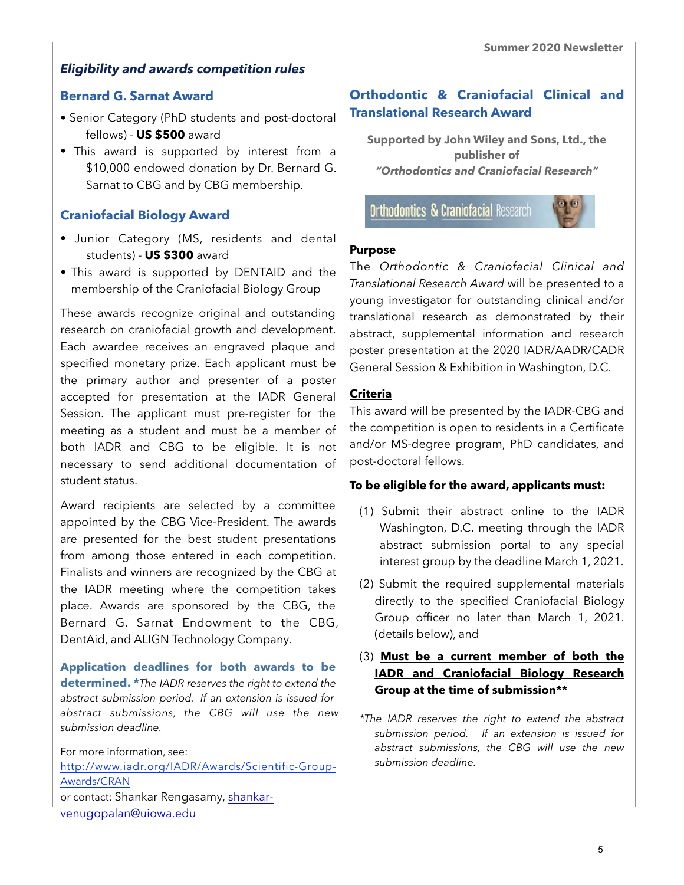### *Eligibility and awards competition rules*

### Bernard G. Sarnat Award

- Senior Category (PhD students and post-doctoral fellows) - **US $500** award
- This award is supported by interest from a $10,000 endowed donation by Dr. Bernard G. Sarnat to CBG and by CBG membership.

### Craniofacial Biology Award

- Junior Category (MS, residents and dental students) - **US $300** award
- This award is supported by DENTAID and the membership of the Craniofacial Biology Group

These awards recognize original and outstanding research on craniofacial growth and development. Each awardee receives an engraved plaque and specified monetary prize. Each applicant must be the primary author and presenter of a poster accepted for presentation at the IADR General Session. The applicant must pre-register for the meeting as a student and must be a member of both IADR and CBG to be eligible. It is not necessary to send additional documentation of student status.

Award recipients are selected by a committee appointed by the CBG Vice-President. The awards are presented for the best student presentations from among those entered in each competition. Finalists and winners are recognized by the CBG at the IADR meeting where the competition takes place. Awards are sponsored by the CBG, the Bernard G. Sarnat Endowment to the CBG, DentAid, and ALIGN Technology Company.

**Application deadlines for both awards to be determined.** *\*The IADR reserves the right to extend the abstract submission period. If an extension is issued for abstract submissions, the CBG will use the new submission deadline.*

For more information, see: http://www.iadr.org/IADR/Awards/Scientific-Group-Awards/CRAN
or contact: Shankar Rengasamy, shankar-venugopalan@uiowa.edu

### Orthodontic & Craniofacial Clinical and Translational Research Award

**Supported by John Wiley and Sons, Ltd., the publisher of *"Orthodontics and Craniofacial Research"***

Orthodontics & Craniofacial Research

**Purpose**

The *Orthodontic & Craniofacial Clinical and Translational Research Award* will be presented to a young investigator for outstanding clinical and/or translational research as demonstrated by their abstract, supplemental information and research poster presentation at the 2020 IADR/AADR/CADR General Session & Exhibition in Washington, D.C.

**Criteria**

This award will be presented by the IADR-CBG and the competition is open to residents in a Certificate and/or MS-degree program, PhD candidates, and post-doctoral fellows.

**To be eligible for the award, applicants must:**

(1) Submit their abstract online to the IADR Washington, D.C. meeting through the IADR abstract submission portal to any special interest group by the deadline March 1, 2021.

(2) Submit the required supplemental materials directly to the specified Craniofacial Biology Group officer no later than March 1, 2021. (details below), and

(3) **Must be a current member of both the IADR and Craniofacial Biology Research Group at the time of submission\*\***

*\*The IADR reserves the right to extend the abstract submission period. If an extension is issued for abstract submissions, the CBG will use the new submission deadline.*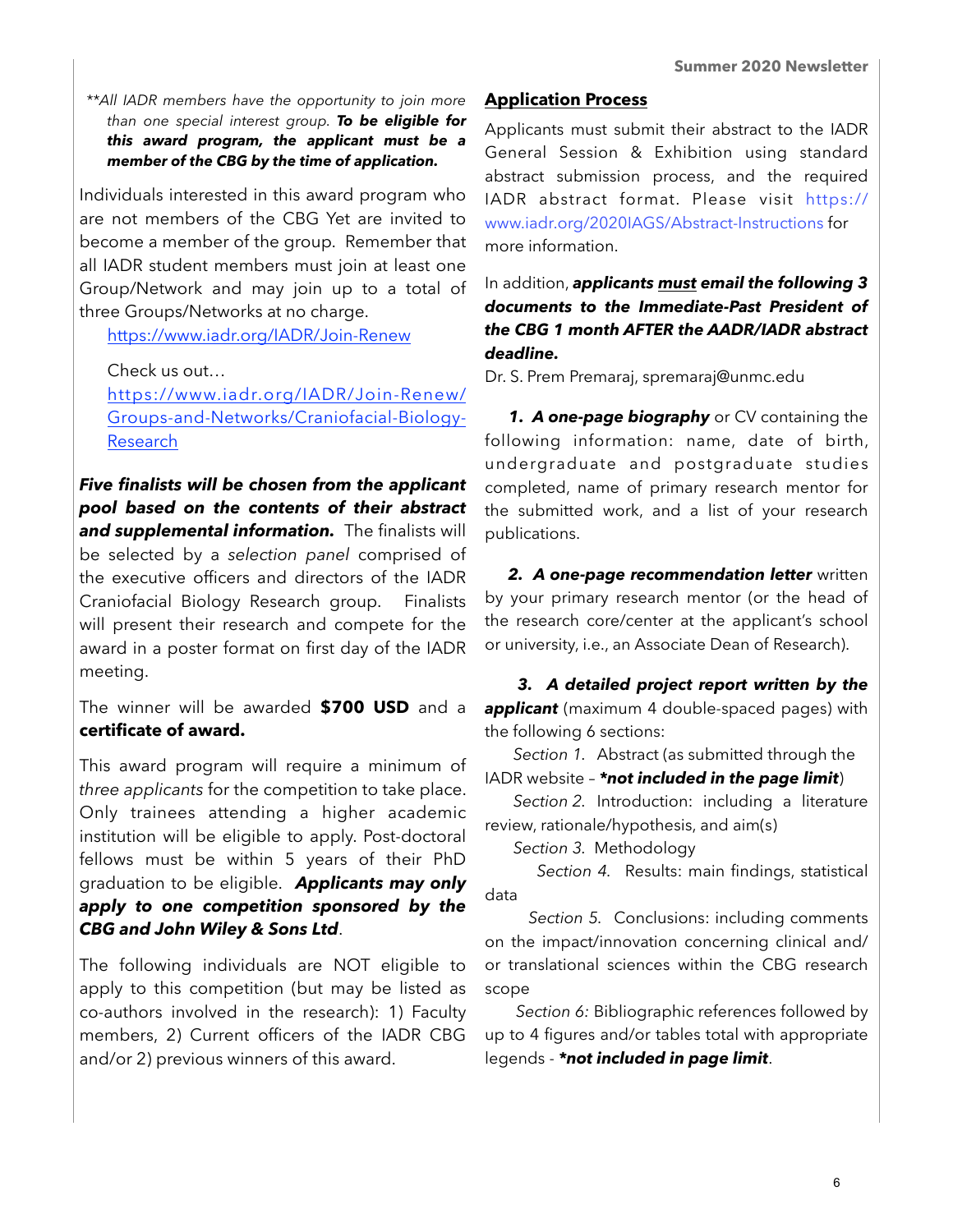*\*\*All IADR members have the opportunity to join more than one special interest group.* ***To be eligible for this award program, the applicant must be a member of the CBG by the time of application.***

Individuals interested in this award program who are not members of the CBG Yet are invited to become a member of the group. Remember that all IADR student members must join at least one Group/Network and may join up to a total of three Groups/Networks at no charge.

https://www.iadr.org/IADR/Join-Renew

Check us out…
https://www.iadr.org/IADR/Join-Renew/Groups-and-Networks/Craniofacial-Biology-Research

***Five finalists will be chosen from the applicant pool based on the contents of their abstract and supplemental information.*** The finalists will be selected by a *selection panel* comprised of the executive officers and directors of the IADR Craniofacial Biology Research group. Finalists will present their research and compete for the award in a poster format on first day of the IADR meeting.

The winner will be awarded **$700 USD** and a **certificate of award.**

This award program will require a minimum of *three applicants* for the competition to take place. Only trainees attending a higher academic institution will be eligible to apply. Post-doctoral fellows must be within 5 years of their PhD graduation to be eligible. ***Applicants may only apply to one competition sponsored by the CBG and John Wiley & Sons Ltd***.

The following individuals are NOT eligible to apply to this competition (but may be listed as co-authors involved in the research): 1) Faculty members, 2) Current officers of the IADR CBG and/or 2) previous winners of this award.

## Application Process

Applicants must submit their abstract to the IADR General Session & Exhibition using standard abstract submission process, and the required IADR abstract format. Please visit https://www.iadr.org/2020IAGS/Abstract-Instructions for more information.

In addition, ***applicants must email the following 3 documents to the Immediate-Past President of the CBG 1 month AFTER the AADR/IADR abstract deadline.***

Dr. S. Prem Premaraj, spremaraj@unmc.edu

***1. A one-page biography*** or CV containing the following information: name, date of birth, undergraduate and postgraduate studies completed, name of primary research mentor for the submitted work, and a list of your research publications.

***2. A one-page recommendation letter*** written by your primary research mentor (or the head of the research core/center at the applicant's school or university, i.e., an Associate Dean of Research).

***3. A detailed project report written by the applicant*** (maximum 4 double-spaced pages) with the following 6 sections:

*Section 1.* Abstract (as submitted through the IADR website – ***\*not included in the page limit***)

*Section 2.* Introduction: including a literature review, rationale/hypothesis, and aim(s)

*Section 3.* Methodology

*Section 4.* Results: main findings, statistical data

*Section 5.* Conclusions: including comments on the impact/innovation concerning clinical and/or translational sciences within the CBG research scope

*Section 6:* Bibliographic references followed by up to 4 figures and/or tables total with appropriate legends - ***\*not included in page limit***.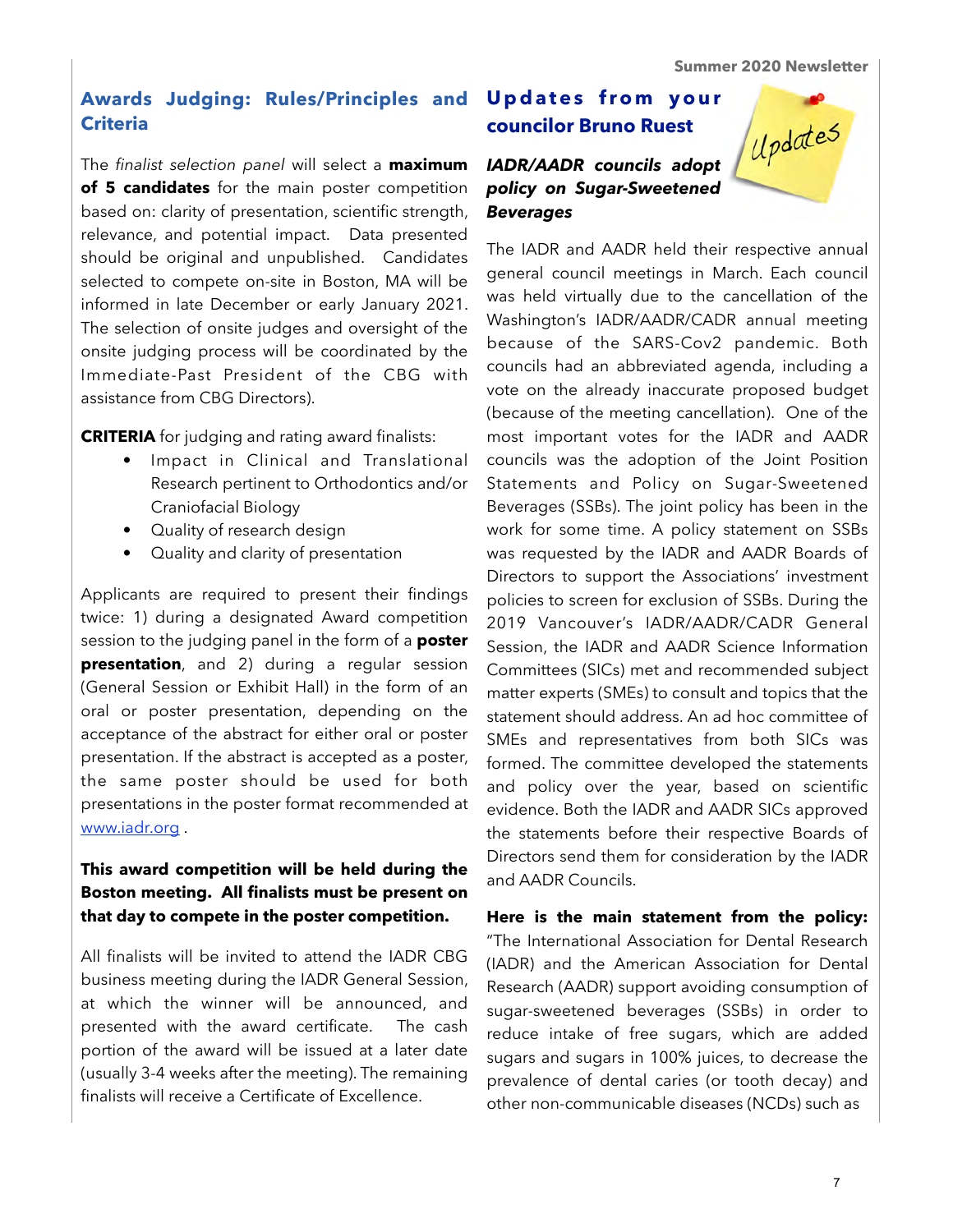## Awards Judging: Rules/Principles and Criteria

The *finalist selection panel* will select a **maximum of 5 candidates** for the main poster competition based on: clarity of presentation, scientific strength, relevance, and potential impact. Data presented should be original and unpublished. Candidates selected to compete on-site in Boston, MA will be informed in late December or early January 2021. The selection of onsite judges and oversight of the onsite judging process will be coordinated by the Immediate-Past President of the CBG with assistance from CBG Directors).

**CRITERIA** for judging and rating award finalists:

- Impact in Clinical and Translational Research pertinent to Orthodontics and/or Craniofacial Biology
- Quality of research design
- Quality and clarity of presentation

Applicants are required to present their findings twice: 1) during a designated Award competition session to the judging panel in the form of a **poster presentation**, and 2) during a regular session (General Session or Exhibit Hall) in the form of an oral or poster presentation, depending on the acceptance of the abstract for either oral or poster presentation. If the abstract is accepted as a poster, the same poster should be used for both presentations in the poster format recommended at www.iadr.org .

**This award competition will be held during the Boston meeting. All finalists must be present on that day to compete in the poster competition.**

All finalists will be invited to attend the IADR CBG business meeting during the IADR General Session, at which the winner will be announced, and presented with the award certificate. The cash portion of the award will be issued at a later date (usually 3-4 weeks after the meeting). The remaining finalists will receive a Certificate of Excellence.

## Updates from your councilor Bruno Ruest

Updates

### *IADR/AADR councils adopt policy on Sugar-Sweetened Beverages*

The IADR and AADR held their respective annual general council meetings in March. Each council was held virtually due to the cancellation of the Washington's IADR/AADR/CADR annual meeting because of the SARS-Cov2 pandemic. Both councils had an abbreviated agenda, including a vote on the already inaccurate proposed budget (because of the meeting cancellation). One of the most important votes for the IADR and AADR councils was the adoption of the Joint Position Statements and Policy on Sugar-Sweetened Beverages (SSBs). The joint policy has been in the work for some time. A policy statement on SSBs was requested by the IADR and AADR Boards of Directors to support the Associations' investment policies to screen for exclusion of SSBs. During the 2019 Vancouver's IADR/AADR/CADR General Session, the IADR and AADR Science Information Committees (SICs) met and recommended subject matter experts (SMEs) to consult and topics that the statement should address. An ad hoc committee of SMEs and representatives from both SICs was formed. The committee developed the statements and policy over the year, based on scientific evidence. Both the IADR and AADR SICs approved the statements before their respective Boards of Directors send them for consideration by the IADR and AADR Councils.

**Here is the main statement from the policy:** "The International Association for Dental Research (IADR) and the American Association for Dental Research (AADR) support avoiding consumption of sugar-sweetened beverages (SSBs) in order to reduce intake of free sugars, which are added sugars and sugars in 100% juices, to decrease the prevalence of dental caries (or tooth decay) and other non-communicable diseases (NCDs) such as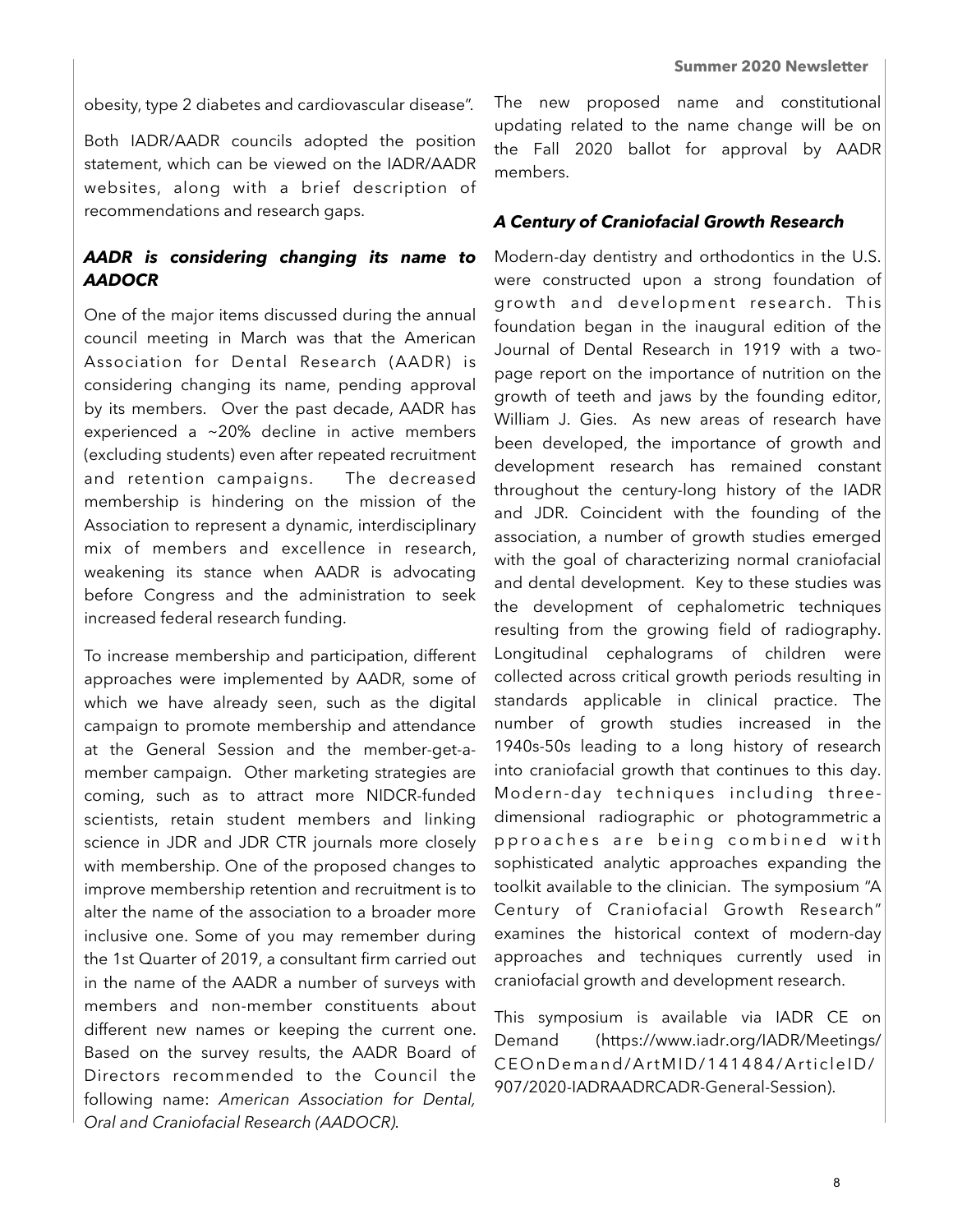obesity, type 2 diabetes and cardiovascular disease".

Both IADR/AADR councils adopted the position statement, which can be viewed on the IADR/AADR websites, along with a brief description of recommendations and research gaps.

### *AADR is considering changing its name to AADOCR*

One of the major items discussed during the annual council meeting in March was that the American Association for Dental Research (AADR) is considering changing its name, pending approval by its members. Over the past decade, AADR has experienced a ~20% decline in active members (excluding students) even after repeated recruitment and retention campaigns. The decreased membership is hindering on the mission of the Association to represent a dynamic, interdisciplinary mix of members and excellence in research, weakening its stance when AADR is advocating before Congress and the administration to seek increased federal research funding.

To increase membership and participation, different approaches were implemented by AADR, some of which we have already seen, such as the digital campaign to promote membership and attendance at the General Session and the member-get-a-member campaign. Other marketing strategies are coming, such as to attract more NIDCR-funded scientists, retain student members and linking science in JDR and JDR CTR journals more closely with membership. One of the proposed changes to improve membership retention and recruitment is to alter the name of the association to a broader more inclusive one. Some of you may remember during the 1st Quarter of 2019, a consultant firm carried out in the name of the AADR a number of surveys with members and non-member constituents about different new names or keeping the current one. Based on the survey results, the AADR Board of Directors recommended to the Council the following name: *American Association for Dental, Oral and Craniofacial Research (AADOCR).*

The new proposed name and constitutional updating related to the name change will be on the Fall 2020 ballot for approval by AADR members.

### *A Century of Craniofacial Growth Research*

Modern-day dentistry and orthodontics in the U.S. were constructed upon a strong foundation of growth and development research. This foundation began in the inaugural edition of the Journal of Dental Research in 1919 with a two-page report on the importance of nutrition on the growth of teeth and jaws by the founding editor, William J. Gies. As new areas of research have been developed, the importance of growth and development research has remained constant throughout the century-long history of the IADR and JDR. Coincident with the founding of the association, a number of growth studies emerged with the goal of characterizing normal craniofacial and dental development. Key to these studies was the development of cephalometric techniques resulting from the growing field of radiography. Longitudinal cephalograms of children were collected across critical growth periods resulting in standards applicable in clinical practice. The number of growth studies increased in the 1940s-50s leading to a long history of research into craniofacial growth that continues to this day. Modern-day techniques including three-dimensional radiographic or photogrammetric approaches are being combined with sophisticated analytic approaches expanding the toolkit available to the clinician. The symposium "A Century of Craniofacial Growth Research" examines the historical context of modern-day approaches and techniques currently used in craniofacial growth and development research.

This symposium is available via IADR CE on Demand (https://www.iadr.org/IADR/Meetings/CEOnDemand/ArtMID/141484/ArticleID/907/2020-IADRAADRCADR-General-Session).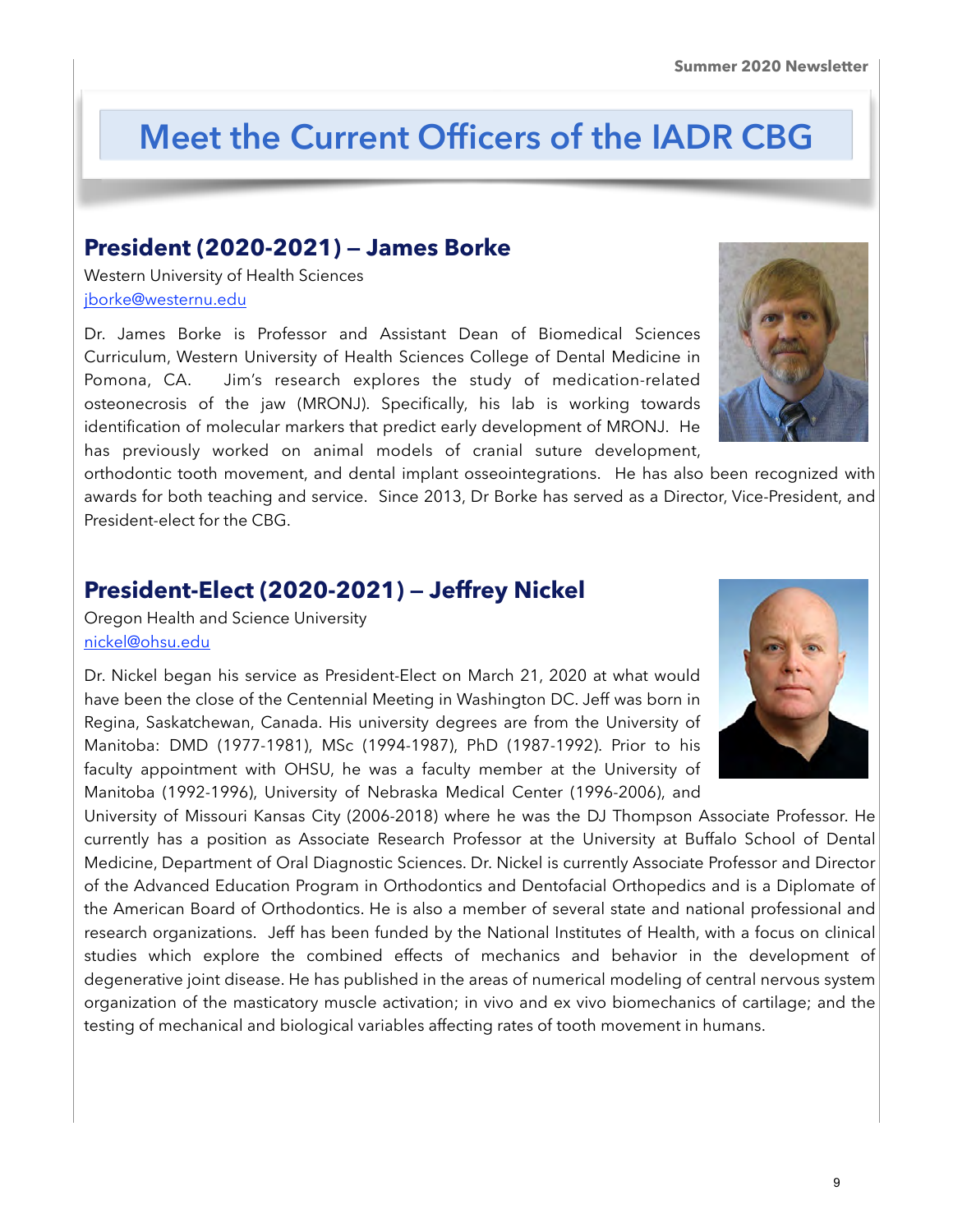# Meet the Current Officers of the IADR CBG

## President (2020-2021) — James Borke

Western University of Health Sciences
jborke@westernu.edu

Dr. James Borke is Professor and Assistant Dean of Biomedical Sciences Curriculum, Western University of Health Sciences College of Dental Medicine in Pomona, CA. Jim's research explores the study of medication-related osteonecrosis of the jaw (MRONJ). Specifically, his lab is working towards identification of molecular markers that predict early development of MRONJ. He has previously worked on animal models of cranial suture development, orthodontic tooth movement, and dental implant osseointegrations. He has also been recognized with awards for both teaching and service. Since 2013, Dr Borke has served as a Director, Vice-President, and President-elect for the CBG.

## President-Elect (2020-2021) — Jeffrey Nickel

Oregon Health and Science University
nickel@ohsu.edu

Dr. Nickel began his service as President-Elect on March 21, 2020 at what would have been the close of the Centennial Meeting in Washington DC. Jeff was born in Regina, Saskatchewan, Canada. His university degrees are from the University of Manitoba: DMD (1977-1981), MSc (1994-1987), PhD (1987-1992). Prior to his faculty appointment with OHSU, he was a faculty member at the University of Manitoba (1992-1996), University of Nebraska Medical Center (1996-2006), and University of Missouri Kansas City (2006-2018) where he was the DJ Thompson Associate Professor. He currently has a position as Associate Research Professor at the University at Buffalo School of Dental Medicine, Department of Oral Diagnostic Sciences. Dr. Nickel is currently Associate Professor and Director of the Advanced Education Program in Orthodontics and Dentofacial Orthopedics and is a Diplomate of the American Board of Orthodontics. He is also a member of several state and national professional and research organizations. Jeff has been funded by the National Institutes of Health, with a focus on clinical studies which explore the combined effects of mechanics and behavior in the development of degenerative joint disease. He has published in the areas of numerical modeling of central nervous system organization of the masticatory muscle activation; in vivo and ex vivo biomechanics of cartilage; and the testing of mechanical and biological variables affecting rates of tooth movement in humans.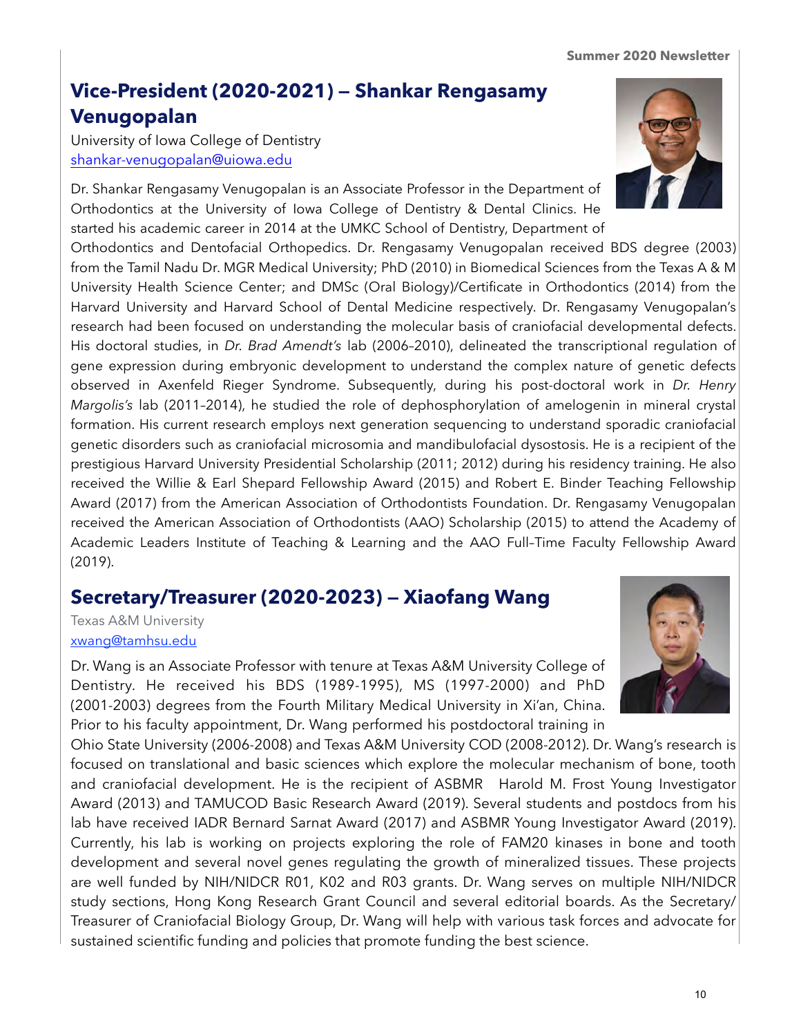## Vice-President (2020-2021) — Shankar Rengasamy Venugopalan

University of Iowa College of Dentistry
shankar-venugopalan@uiowa.edu

Dr. Shankar Rengasamy Venugopalan is an Associate Professor in the Department of Orthodontics at the University of Iowa College of Dentistry & Dental Clinics. He started his academic career in 2014 at the UMKC School of Dentistry, Department of Orthodontics and Dentofacial Orthopedics. Dr. Rengasamy Venugopalan received BDS degree (2003) from the Tamil Nadu Dr. MGR Medical University; PhD (2010) in Biomedical Sciences from the Texas A & M University Health Science Center; and DMSc (Oral Biology)/Certificate in Orthodontics (2014) from the Harvard University and Harvard School of Dental Medicine respectively. Dr. Rengasamy Venugopalan's research had been focused on understanding the molecular basis of craniofacial developmental defects. His doctoral studies, in *Dr. Brad Amendt's* lab (2006–2010), delineated the transcriptional regulation of gene expression during embryonic development to understand the complex nature of genetic defects observed in Axenfeld Rieger Syndrome. Subsequently, during his post-doctoral work in *Dr. Henry Margolis's* lab (2011–2014), he studied the role of dephosphorylation of amelogenin in mineral crystal formation. His current research employs next generation sequencing to understand sporadic craniofacial genetic disorders such as craniofacial microsomia and mandibulofacial dysostosis. He is a recipient of the prestigious Harvard University Presidential Scholarship (2011; 2012) during his residency training. He also received the Willie & Earl Shepard Fellowship Award (2015) and Robert E. Binder Teaching Fellowship Award (2017) from the American Association of Orthodontists Foundation. Dr. Rengasamy Venugopalan received the American Association of Orthodontists (AAO) Scholarship (2015) to attend the Academy of Academic Leaders Institute of Teaching & Learning and the AAO Full–Time Faculty Fellowship Award (2019).

## Secretary/Treasurer (2020-2023) — Xiaofang Wang

Texas A&M University
xwang@tamhsu.edu

Dr. Wang is an Associate Professor with tenure at Texas A&M University College of Dentistry. He received his BDS (1989-1995), MS (1997-2000) and PhD (2001-2003) degrees from the Fourth Military Medical University in Xi'an, China. Prior to his faculty appointment, Dr. Wang performed his postdoctoral training in Ohio State University (2006-2008) and Texas A&M University COD (2008-2012). Dr. Wang's research is focused on translational and basic sciences which explore the molecular mechanism of bone, tooth and craniofacial development. He is the recipient of ASBMR Harold M. Frost Young Investigator Award (2013) and TAMUCOD Basic Research Award (2019). Several students and postdocs from his lab have received IADR Bernard Sarnat Award (2017) and ASBMR Young Investigator Award (2019). Currently, his lab is working on projects exploring the role of FAM20 kinases in bone and tooth development and several novel genes regulating the growth of mineralized tissues. These projects are well funded by NIH/NIDCR R01, K02 and R03 grants. Dr. Wang serves on multiple NIH/NIDCR study sections, Hong Kong Research Grant Council and several editorial boards. As the Secretary/Treasurer of Craniofacial Biology Group, Dr. Wang will help with various task forces and advocate for sustained scientific funding and policies that promote funding the best science.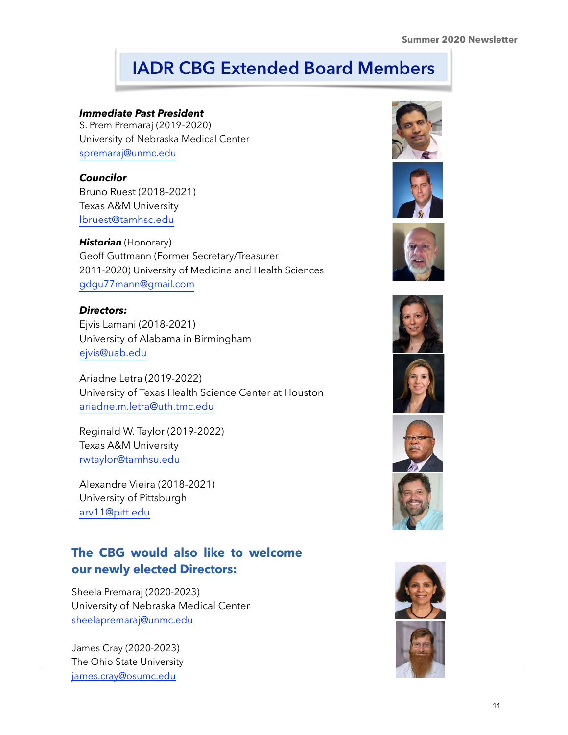# IADR CBG Extended Board Members

***Immediate Past President***
S. Prem Premaraj (2019–2020)
University of Nebraska Medical Center
spremaraj@unmc.edu

***Councilor***
Bruno Ruest (2018–2021)
Texas A&M University
lbruest@tamhsc.edu

***Historian*** (Honorary)
Geoff Guttmann (Former Secretary/Treasurer 2011-2020) University of Medicine and Health Sciences
gdgu77mann@gmail.com

***Directors:***
Ejvis Lamani (2018-2021)
University of Alabama in Birmingham
ejvis@uab.edu

Ariadne Letra (2019-2022)
University of Texas Health Science Center at Houston
ariadne.m.letra@uth.tmc.edu

Reginald W. Taylor (2019-2022)
Texas A&M University
rwtaylor@tamhsu.edu

Alexandre Vieira (2018-2021)
University of Pittsburgh
arv11@pitt.edu

## The CBG would also like to welcome our newly elected Directors:

Sheela Premaraj (2020-2023)
University of Nebraska Medical Center
sheelapremaraj@unmc.edu

James Cray (2020-2023)
The Ohio State University
james.cray@osumc.edu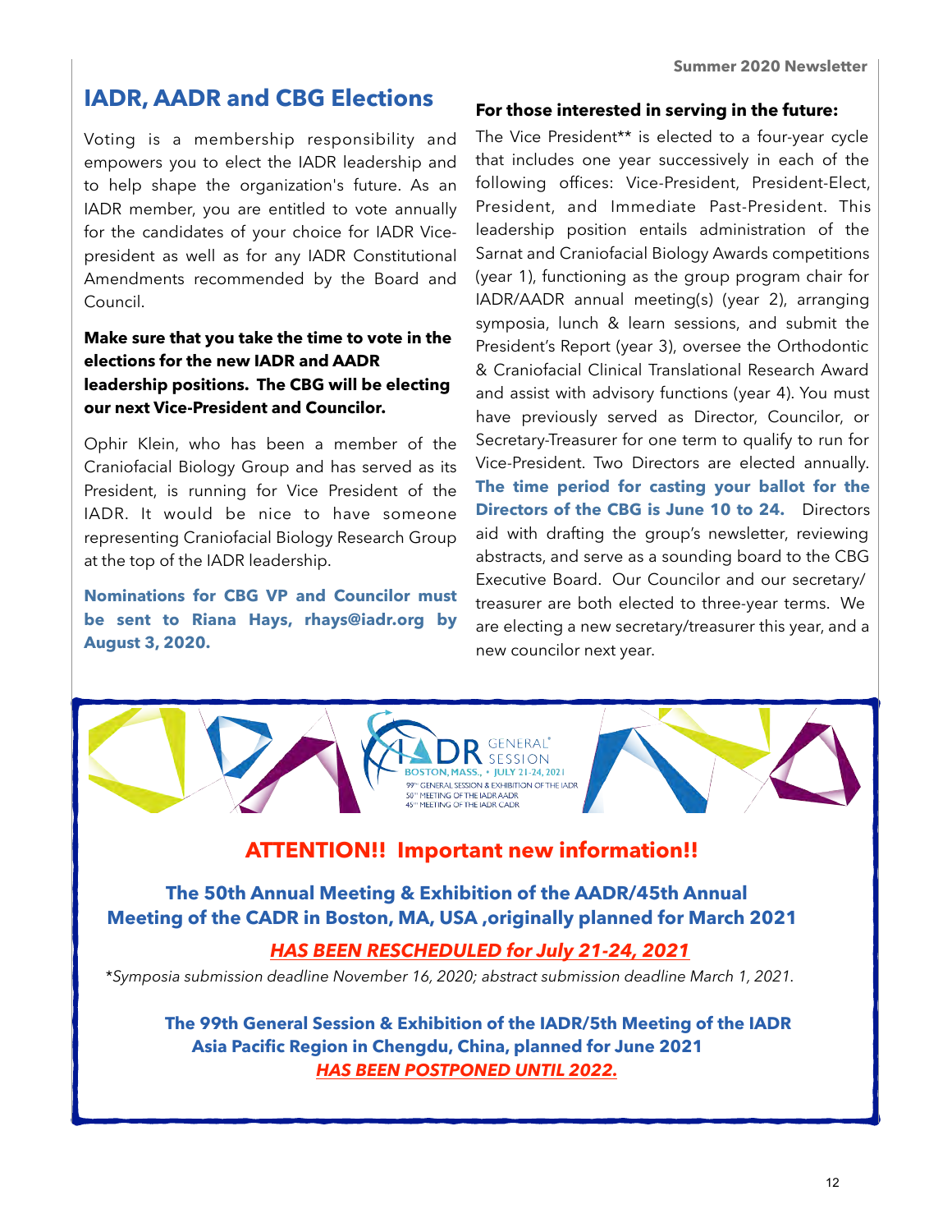## IADR, AADR and CBG Elections

Voting is a membership responsibility and empowers you to elect the IADR leadership and to help shape the organization's future. As an IADR member, you are entitled to vote annually for the candidates of your choice for IADR Vice-president as well as for any IADR Constitutional Amendments recommended by the Board and Council.

**Make sure that you take the time to vote in the elections for the new IADR and AADR leadership positions. The CBG will be electing our next Vice-President and Councilor.**

Ophir Klein, who has been a member of the Craniofacial Biology Group and has served as its President, is running for Vice President of the IADR. It would be nice to have someone representing Craniofacial Biology Research Group at the top of the IADR leadership.

**Nominations for CBG VP and Councilor must be sent to Riana Hays, rhays@iadr.org by August 3, 2020.**

**For those interested in serving in the future:**

The Vice President** is elected to a four-year cycle that includes one year successively in each of the following offices: Vice-President, President-Elect, President, and Immediate Past-President. This leadership position entails administration of the Sarnat and Craniofacial Biology Awards competitions (year 1), functioning as the group program chair for IADR/AADR annual meeting(s) (year 2), arranging symposia, lunch & learn sessions, and submit the President's Report (year 3), oversee the Orthodontic & Craniofacial Clinical Translational Research Award and assist with advisory functions (year 4). You must have previously served as Director, Councilor, or Secretary-Treasurer for one term to qualify to run for Vice-President. Two Directors are elected annually. **The time period for casting your ballot for the Directors of the CBG is June 10 to 24.** Directors aid with drafting the group's newsletter, reviewing abstracts, and serve as a sounding board to the CBG Executive Board. Our Councilor and our secretary/treasurer are both elected to three-year terms. We are electing a new secretary/treasurer this year, and a new councilor next year.

IADR GENERAL® SESSION
BOSTON, MASS., • JULY 21-24, 2021
99TH GENERAL SESSION & EXHIBITION OF THE IADR
50TH MEETING OF THE IADR AADR
45TH MEETING OF THE IADR CADR

### ATTENTION!! Important new information!!

**The 50th Annual Meeting & Exhibition of the AADR/45th Annual Meeting of the CADR in Boston, MA, USA ,originally planned for March 2021**

***HAS BEEN RESCHEDULED for July 21-24, 2021***

*\*Symposia submission deadline November 16, 2020; abstract submission deadline March 1, 2021.*

**The 99th General Session & Exhibition of the IADR/5th Meeting of the IADR Asia Pacific Region in Chengdu, China, planned for June 2021**

***HAS BEEN POSTPONED UNTIL 2022.***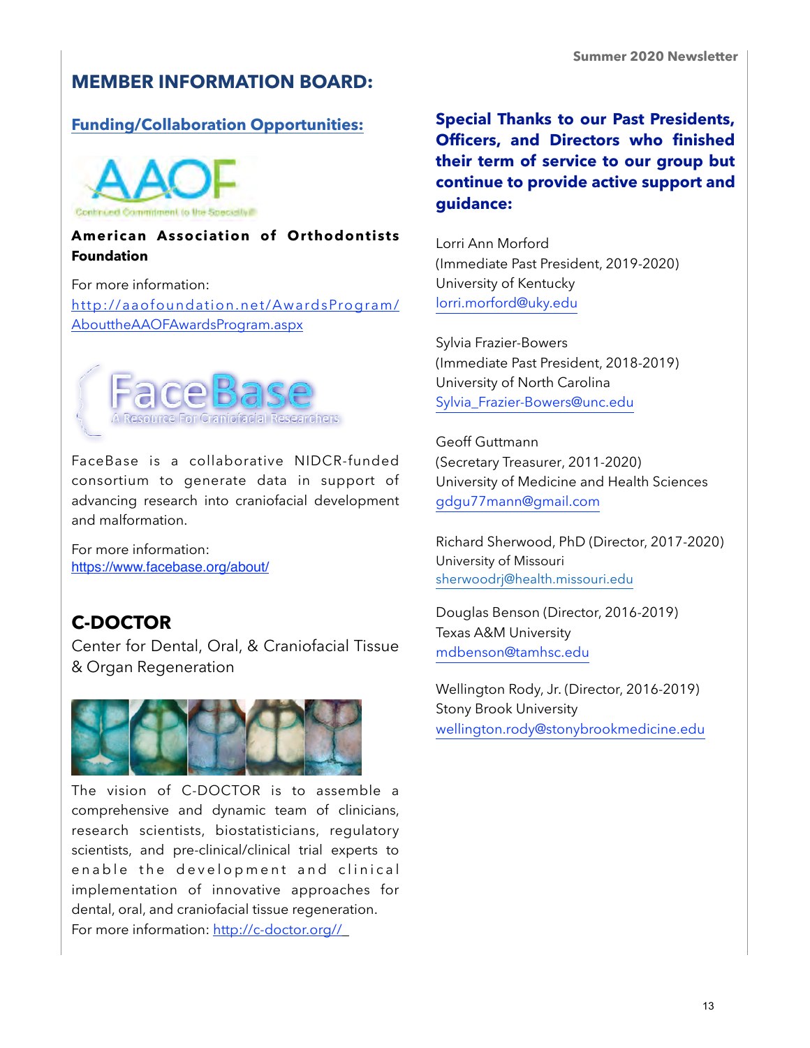# MEMBER INFORMATION BOARD:

## Funding/Collaboration Opportunities:

**American Association of Orthodontists Foundation**

For more information:
http://aaofoundation.net/AwardsProgram/AbouttheAAOFAwardsProgram.aspx

FaceBase is a collaborative NIDCR-funded consortium to generate data in support of advancing research into craniofacial development and malformation.

For more information:
https://www.facebase.org/about/

## C-DOCTOR

Center for Dental, Oral, & Craniofacial Tissue & Organ Regeneration

The vision of C-DOCTOR is to assemble a comprehensive and dynamic team of clinicians, research scientists, biostatisticians, regulatory scientists, and pre-clinical/clinical trial experts to enable the development and clinical implementation of innovative approaches for dental, oral, and craniofacial tissue regeneration.
For more information: http://c-doctor.org//

## Special Thanks to our Past Presidents, Officers, and Directors who finished their term of service to our group but continue to provide active support and guidance:

Lorri Ann Morford
(Immediate Past President, 2019-2020)
University of Kentucky
lorri.morford@uky.edu

Sylvia Frazier-Bowers
(Immediate Past President, 2018-2019)
University of North Carolina
Sylvia_Frazier-Bowers@unc.edu

Geoff Guttmann
(Secretary Treasurer, 2011-2020)
University of Medicine and Health Sciences
gdgu77mann@gmail.com

Richard Sherwood, PhD (Director, 2017-2020)
University of Missouri
sherwoodrj@health.missouri.edu

Douglas Benson (Director, 2016-2019)
Texas A&M University
mdbenson@tamhsc.edu

Wellington Rody, Jr. (Director, 2016-2019)
Stony Brook University
wellington.rody@stonybrookmedicine.edu